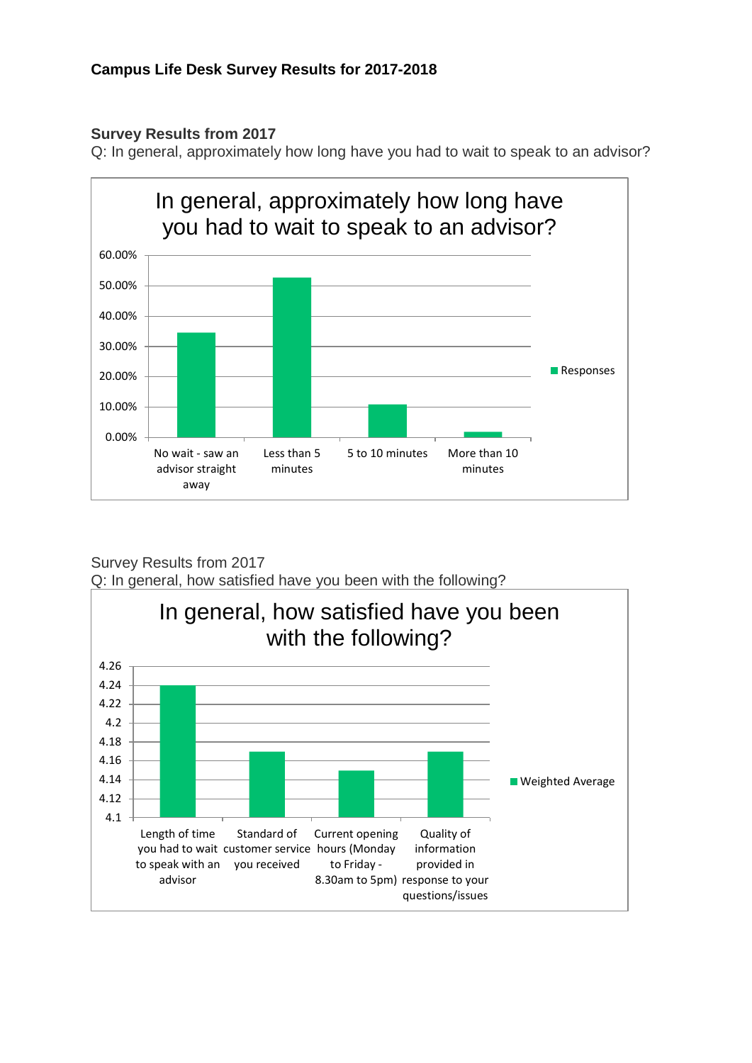### Campus Life Desk Survey Results for 2017-2018

#### Survey Results from 2017

Q: In general, approximately how long have you had to wait to speak to an advisor?

In general, approximately how long have you had to wait to speak to an advisor?

| Response | Responses |
|---|---|
| No wait - saw an advisor straight away | ~34.5% |
| Less than 5 minutes | ~52.5% |
| 5 to 10 minutes | ~11% |
| More than 10 minutes | ~2% |

Survey Results from 2017

Q: In general, how satisfied have you been with the following?

In general, how satisfied have you been with the following?

| Item | Weighted Average |
|---|---|
| Length of time you had to wait to speak with an advisor | 4.24 |
| Standard of customer service you received | 4.17 |
| Current opening hours (Monday to Friday - 8.30am to 5pm) | 4.15 |
| Quality of information provided in response to your questions/issues | 4.17 |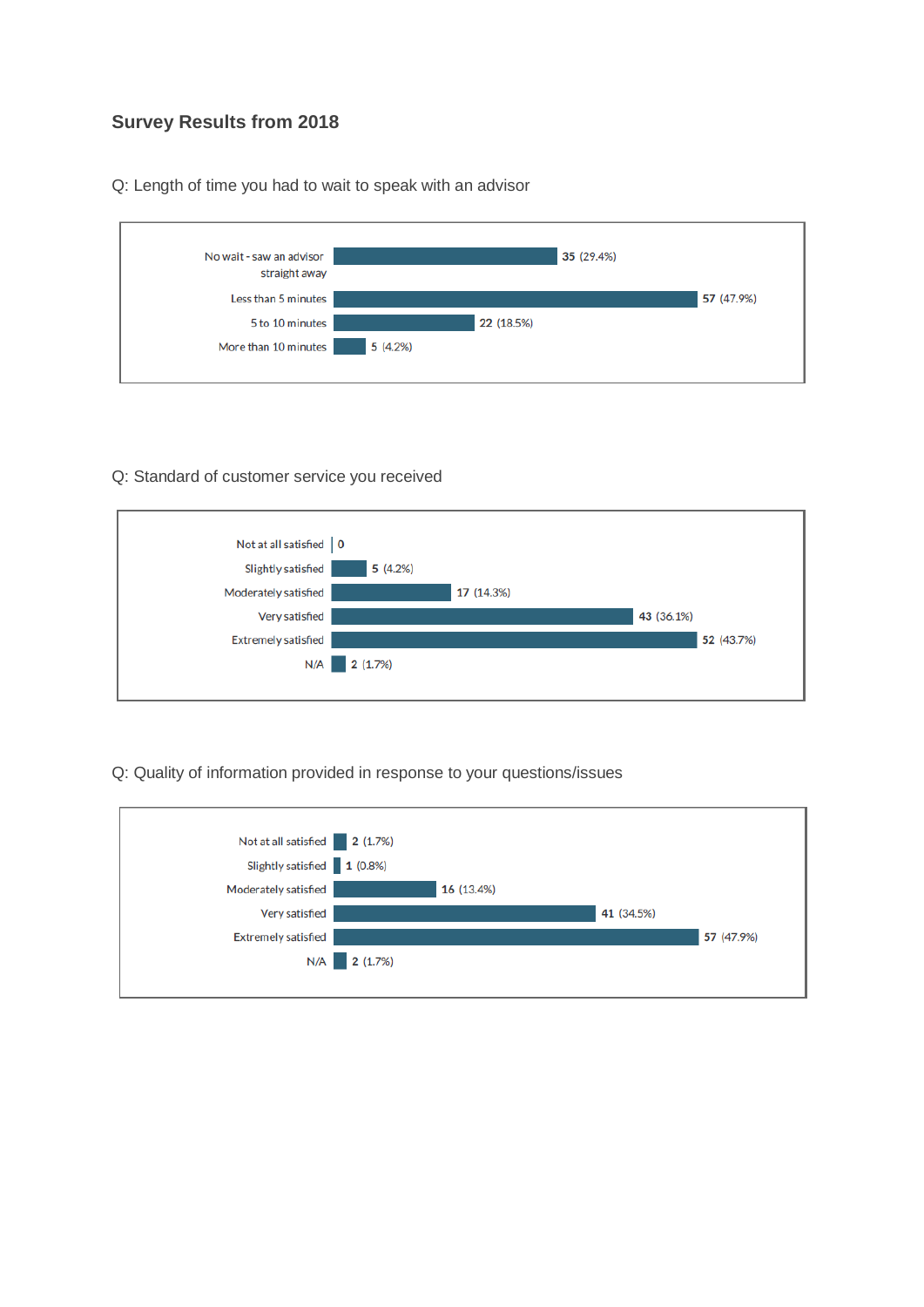## Survey Results from 2018

Q: Length of time you had to wait to speak with an advisor

| Response | Count | Percentage |
| --- | --- | --- |
| No wait - saw an advisor straight away | 35 | (29.4%) |
| Less than 5 minutes | 57 | (47.9%) |
| 5 to 10 minutes | 22 | (18.5%) |
| More than 10 minutes | 5 | (4.2%) |

Q: Standard of customer service you received

| Response | Count | Percentage |
| --- | --- | --- |
| Not at all satisfied | 0 | |
| Slightly satisfied | 5 | (4.2%) |
| Moderately satisfied | 17 | (14.3%) |
| Very satisfied | 43 | (36.1%) |
| Extremely satisfied | 52 | (43.7%) |
| N/A | 2 | (1.7%) |

Q: Quality of information provided in response to your questions/issues

| Response | Count | Percentage |
| --- | --- | --- |
| Not at all satisfied | 2 | (1.7%) |
| Slightly satisfied | 1 | (0.8%) |
| Moderately satisfied | 16 | (13.4%) |
| Very satisfied | 41 | (34.5%) |
| Extremely satisfied | 57 | (47.9%) |
| N/A | 2 | (1.7%) |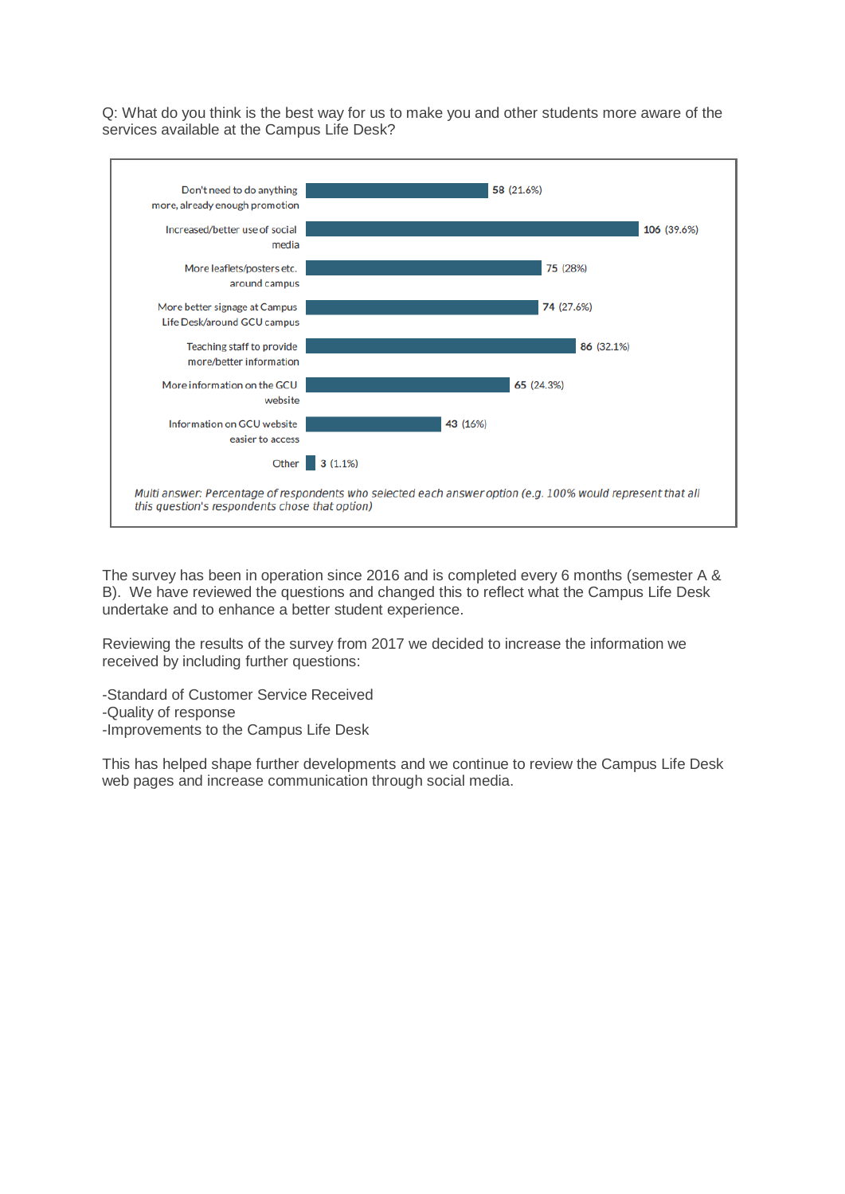Q: What do you think is the best way for us to make you and other students more aware of the services available at the Campus Life Desk?

Don't need to do anything more, already enough promotion
58 (21.6%)

Increased/better use of social media
106 (39.6%)

More leaflets/posters etc. around campus
75 (28%)

More better signage at Campus Life Desk/around GCU campus
74 (27.6%)

Teaching staff to provide more/better information
86 (32.1%)

More information on the GCU website
65 (24.3%)

Information on GCU website easier to access
43 (16%)

Other
3 (1.1%)

*Multi answer: Percentage of respondents who selected each answer option (e.g. 100% would represent that all this question's respondents chose that option)*

The survey has been in operation since 2016 and is completed every 6 months (semester A & B). We have reviewed the questions and changed this to reflect what the Campus Life Desk undertake and to enhance a better student experience.

Reviewing the results of the survey from 2017 we decided to increase the information we received by including further questions:

-Standard of Customer Service Received
-Quality of response
-Improvements to the Campus Life Desk

This has helped shape further developments and we continue to review the Campus Life Desk web pages and increase communication through social media.